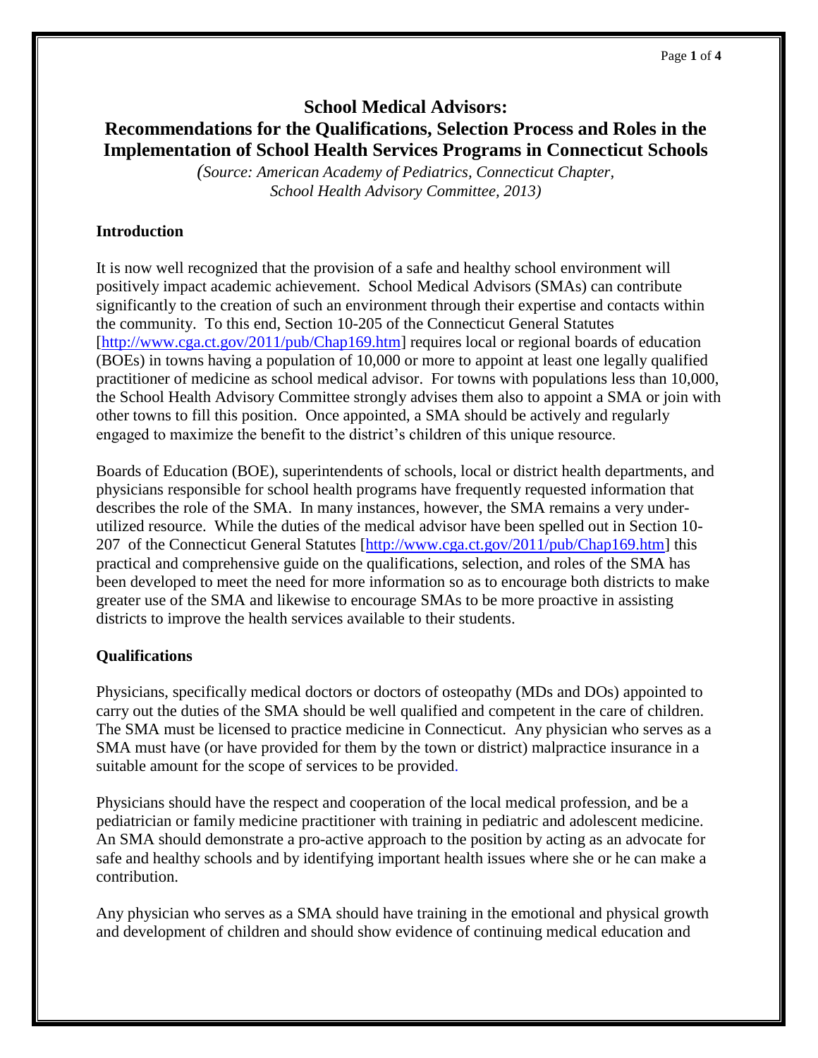# School Medical Advisors:
## Recommendations for the Qualifications, Selection Process and Roles in the Implementation of School Health Services Programs in Connecticut Schools

*(Source: American Academy of Pediatrics, Connecticut Chapter, School Health Advisory Committee, 2013)*

### Introduction

It is now well recognized that the provision of a safe and healthy school environment will positively impact academic achievement. School Medical Advisors (SMAs) can contribute significantly to the creation of such an environment through their expertise and contacts within the community. To this end, Section 10-205 of the Connecticut General Statutes [http://www.cga.ct.gov/2011/pub/Chap169.htm] requires local or regional boards of education (BOEs) in towns having a population of 10,000 or more to appoint at least one legally qualified practitioner of medicine as school medical advisor. For towns with populations less than 10,000, the School Health Advisory Committee strongly advises them also to appoint a SMA or join with other towns to fill this position. Once appointed, a SMA should be actively and regularly engaged to maximize the benefit to the district's children of this unique resource.

Boards of Education (BOE), superintendents of schools, local or district health departments, and physicians responsible for school health programs have frequently requested information that describes the role of the SMA. In many instances, however, the SMA remains a very under-utilized resource. While the duties of the medical advisor have been spelled out in Section 10-207 of the Connecticut General Statutes [http://www.cga.ct.gov/2011/pub/Chap169.htm] this practical and comprehensive guide on the qualifications, selection, and roles of the SMA has been developed to meet the need for more information so as to encourage both districts to make greater use of the SMA and likewise to encourage SMAs to be more proactive in assisting districts to improve the health services available to their students.

### Qualifications

Physicians, specifically medical doctors or doctors of osteopathy (MDs and DOs) appointed to carry out the duties of the SMA should be well qualified and competent in the care of children. The SMA must be licensed to practice medicine in Connecticut. Any physician who serves as a SMA must have (or have provided for them by the town or district) malpractice insurance in a suitable amount for the scope of services to be provided.

Physicians should have the respect and cooperation of the local medical profession, and be a pediatrician or family medicine practitioner with training in pediatric and adolescent medicine. An SMA should demonstrate a pro-active approach to the position by acting as an advocate for safe and healthy schools and by identifying important health issues where she or he can make a contribution.

Any physician who serves as a SMA should have training in the emotional and physical growth and development of children and should show evidence of continuing medical education and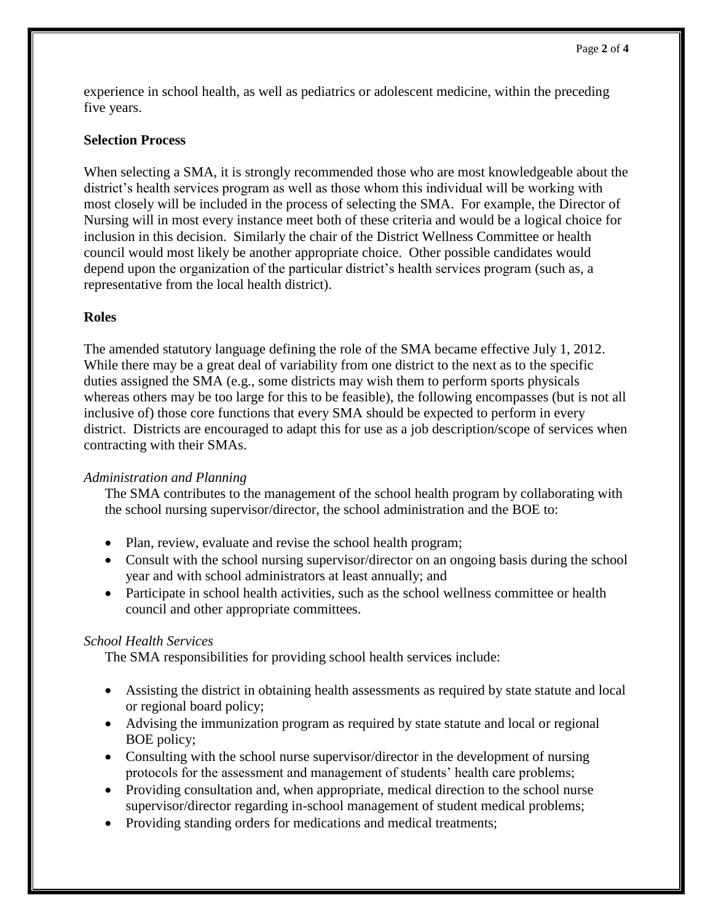experience in school health, as well as pediatrics or adolescent medicine, within the preceding five years.

**Selection Process**

When selecting a SMA, it is strongly recommended those who are most knowledgeable about the district's health services program as well as those whom this individual will be working with most closely will be included in the process of selecting the SMA. For example, the Director of Nursing will in most every instance meet both of these criteria and would be a logical choice for inclusion in this decision. Similarly the chair of the District Wellness Committee or health council would most likely be another appropriate choice. Other possible candidates would depend upon the organization of the particular district's health services program (such as, a representative from the local health district).

**Roles**

The amended statutory language defining the role of the SMA became effective July 1, 2012. While there may be a great deal of variability from one district to the next as to the specific duties assigned the SMA (e.g., some districts may wish them to perform sports physicals whereas others may be too large for this to be feasible), the following encompasses (but is not all inclusive of) those core functions that every SMA should be expected to perform in every district. Districts are encouraged to adapt this for use as a job description/scope of services when contracting with their SMAs.

*Administration and Planning*

The SMA contributes to the management of the school health program by collaborating with the school nursing supervisor/director, the school administration and the BOE to:

- Plan, review, evaluate and revise the school health program;
- Consult with the school nursing supervisor/director on an ongoing basis during the school year and with school administrators at least annually; and
- Participate in school health activities, such as the school wellness committee or health council and other appropriate committees.

*School Health Services*

The SMA responsibilities for providing school health services include:

- Assisting the district in obtaining health assessments as required by state statute and local or regional board policy;
- Advising the immunization program as required by state statute and local or regional BOE policy;
- Consulting with the school nurse supervisor/director in the development of nursing protocols for the assessment and management of students' health care problems;
- Providing consultation and, when appropriate, medical direction to the school nurse supervisor/director regarding in-school management of student medical problems;
- Providing standing orders for medications and medical treatments;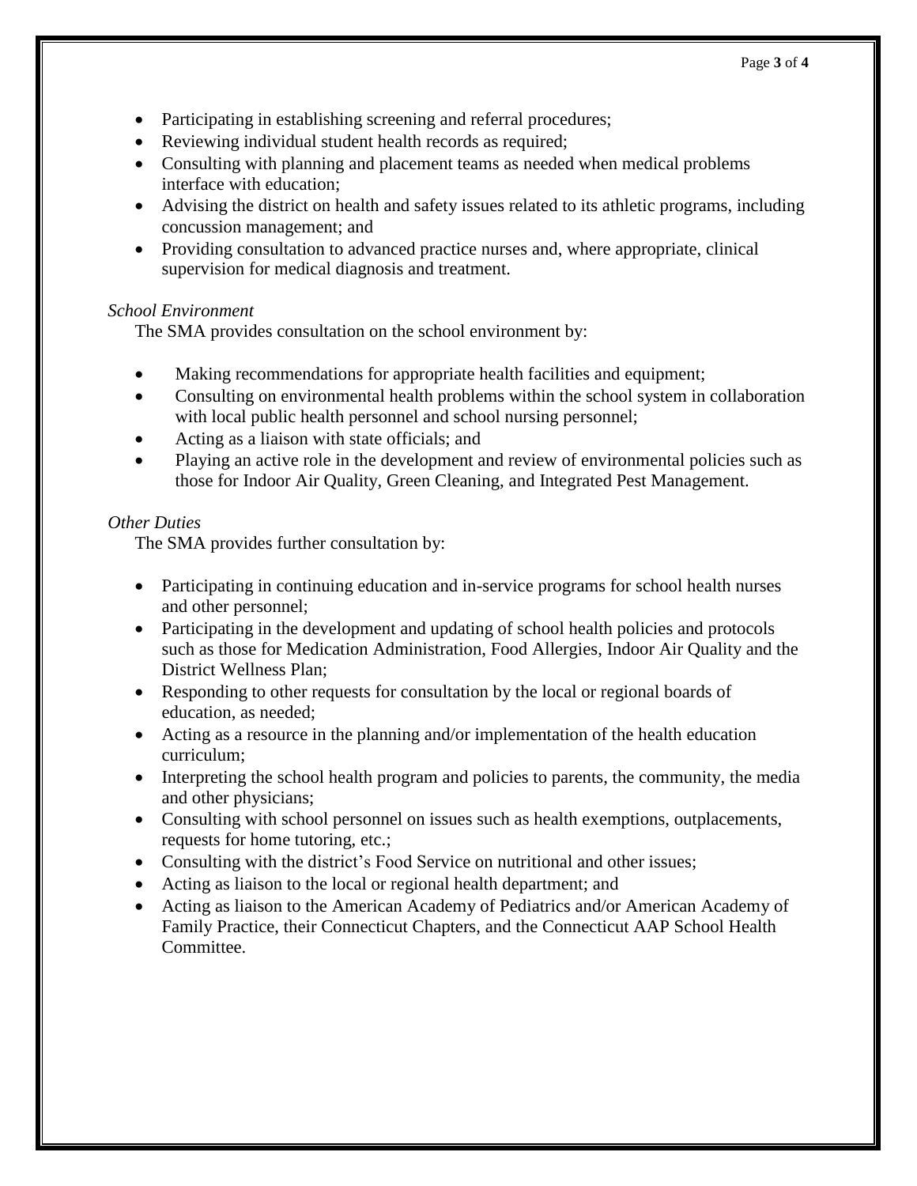- Participating in establishing screening and referral procedures;
- Reviewing individual student health records as required;
- Consulting with planning and placement teams as needed when medical problems interface with education;
- Advising the district on health and safety issues related to its athletic programs, including concussion management; and
- Providing consultation to advanced practice nurses and, where appropriate, clinical supervision for medical diagnosis and treatment.

*School Environment*

The SMA provides consultation on the school environment by:

- Making recommendations for appropriate health facilities and equipment;
- Consulting on environmental health problems within the school system in collaboration with local public health personnel and school nursing personnel;
- Acting as a liaison with state officials; and
- Playing an active role in the development and review of environmental policies such as those for Indoor Air Quality, Green Cleaning, and Integrated Pest Management.

*Other Duties*

The SMA provides further consultation by:

- Participating in continuing education and in-service programs for school health nurses and other personnel;
- Participating in the development and updating of school health policies and protocols such as those for Medication Administration, Food Allergies, Indoor Air Quality and the District Wellness Plan;
- Responding to other requests for consultation by the local or regional boards of education, as needed;
- Acting as a resource in the planning and/or implementation of the health education curriculum;
- Interpreting the school health program and policies to parents, the community, the media and other physicians;
- Consulting with school personnel on issues such as health exemptions, outplacements, requests for home tutoring, etc.;
- Consulting with the district's Food Service on nutritional and other issues;
- Acting as liaison to the local or regional health department; and
- Acting as liaison to the American Academy of Pediatrics and/or American Academy of Family Practice, their Connecticut Chapters, and the Connecticut AAP School Health Committee.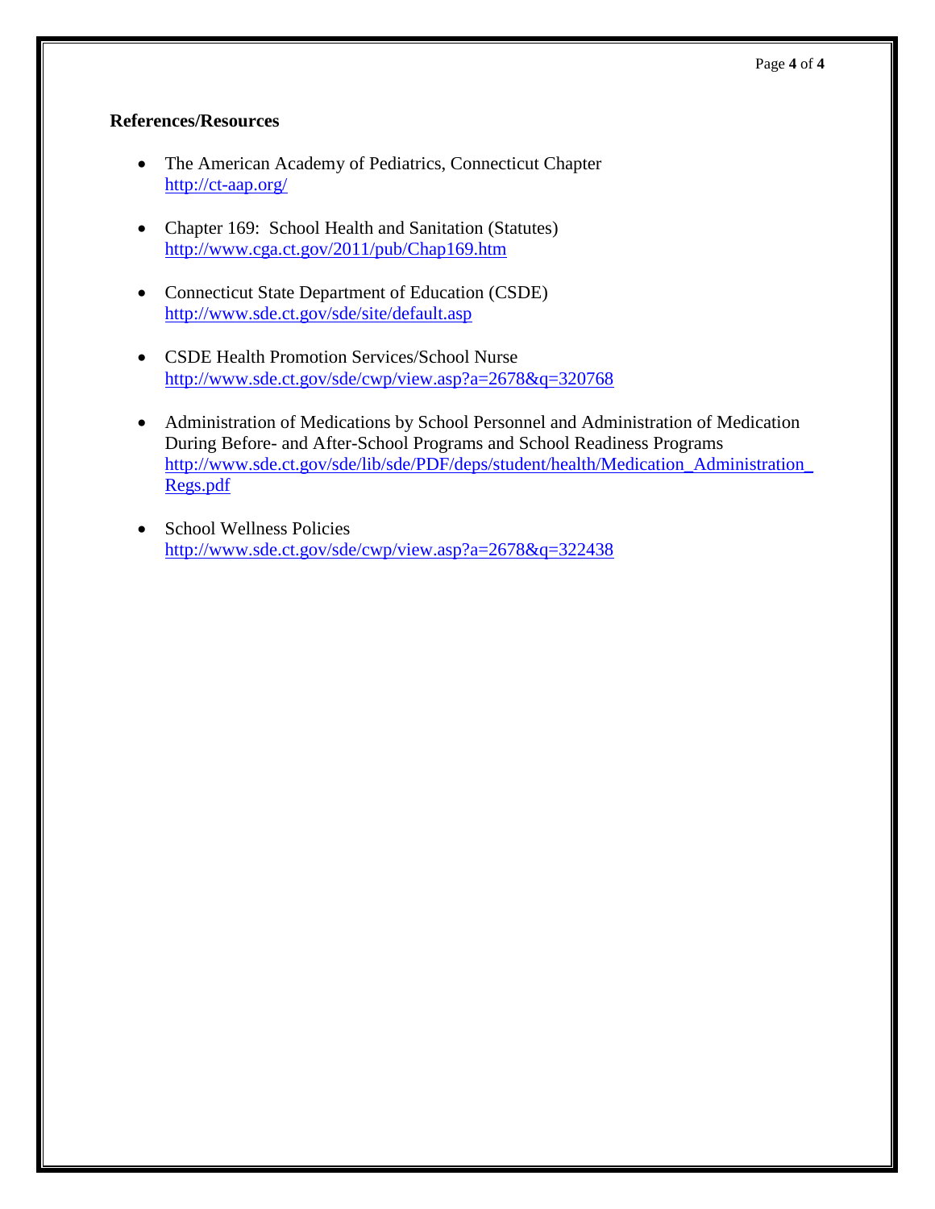**References/Resources**

- The American Academy of Pediatrics, Connecticut Chapter
  http://ct-aap.org/
- Chapter 169: School Health and Sanitation (Statutes)
  http://www.cga.ct.gov/2011/pub/Chap169.htm
- Connecticut State Department of Education (CSDE)
  http://www.sde.ct.gov/sde/site/default.asp
- CSDE Health Promotion Services/School Nurse
  http://www.sde.ct.gov/sde/cwp/view.asp?a=2678&q=320768
- Administration of Medications by School Personnel and Administration of Medication During Before- and After-School Programs and School Readiness Programs
  http://www.sde.ct.gov/sde/lib/sde/PDF/deps/student/health/Medication_Administration_Regs.pdf
- School Wellness Policies
  http://www.sde.ct.gov/sde/cwp/view.asp?a=2678&q=322438